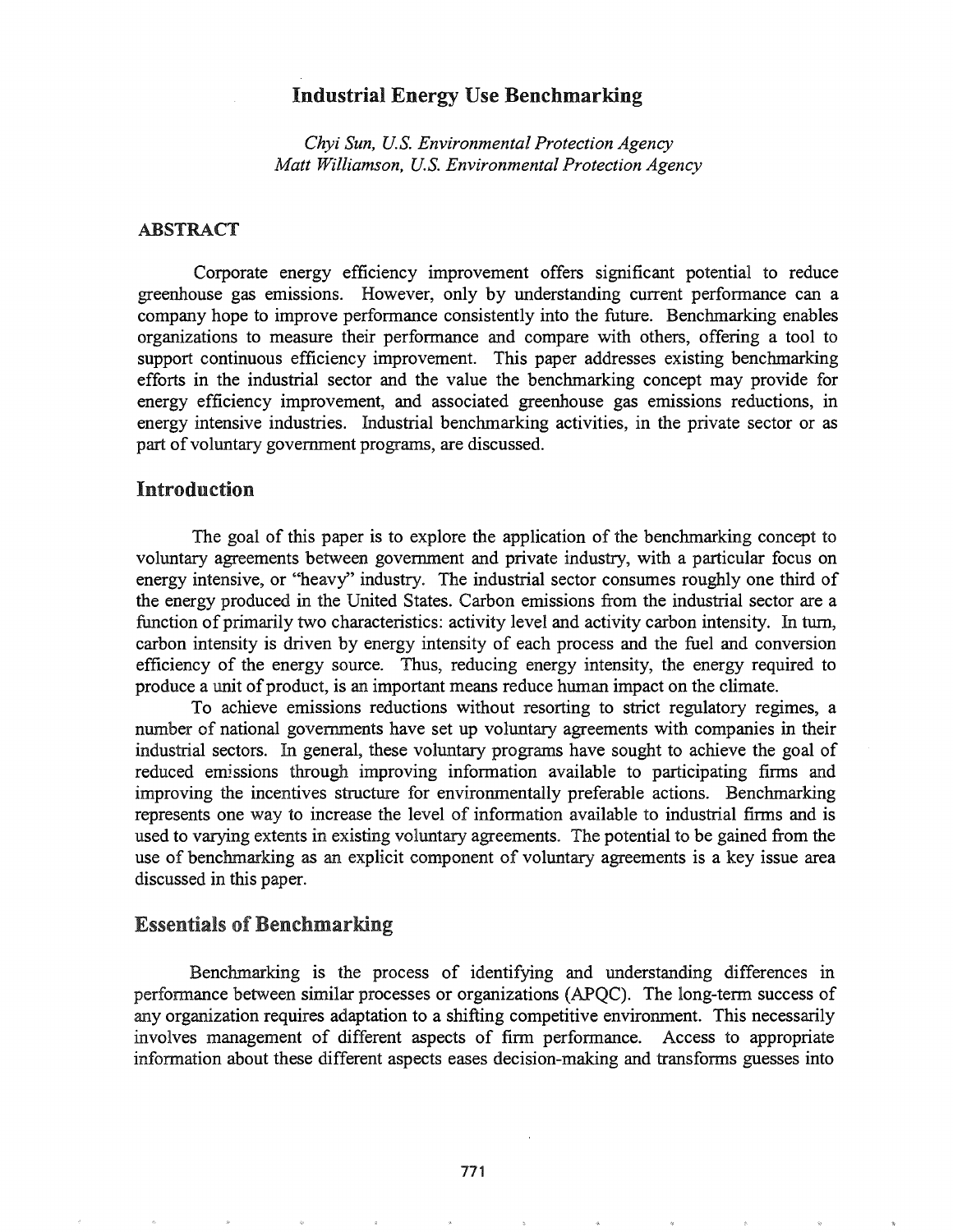# Industrial Energy Use Benchmarking

*Chyi Sun, U.S. Environmental Protection Agency*
*Matt Williamson, U.S. Environmental Protection Agency*

## ABSTRACT

Corporate energy efficiency improvement offers significant potential to reduce greenhouse gas emissions. However, only by understanding current performance can a company hope to improve performance consistently into the future. Benchmarking enables organizations to measure their performance and compare with others, offering a tool to support continuous efficiency improvement. This paper addresses existing benchmarking efforts in the industrial sector and the value the benchmarking concept may provide for energy efficiency improvement, and associated greenhouse gas emissions reductions, in energy intensive industries. Industrial benchmarking activities, in the private sector or as part of voluntary government programs, are discussed.

## Introduction

The goal of this paper is to explore the application of the benchmarking concept to voluntary agreements between government and private industry, with a particular focus on energy intensive, or "heavy" industry. The industrial sector consumes roughly one third of the energy produced in the United States. Carbon emissions from the industrial sector are a function of primarily two characteristics: activity level and activity carbon intensity. In turn, carbon intensity is driven by energy intensity of each process and the fuel and conversion efficiency of the energy source. Thus, reducing energy intensity, the energy required to produce a unit of product, is an important means reduce human impact on the climate.

To achieve emissions reductions without resorting to strict regulatory regimes, a number of national governments have set up voluntary agreements with companies in their industrial sectors. In general, these voluntary programs have sought to achieve the goal of reduced emissions through improving information available to participating firms and improving the incentives structure for environmentally preferable actions. Benchmarking represents one way to increase the level of information available to industrial firms and is used to varying extents in existing voluntary agreements. The potential to be gained from the use of benchmarking as an explicit component of voluntary agreements is a key issue area discussed in this paper.

## Essentials of Benchmarking

Benchmarking is the process of identifying and understanding differences in performance between similar processes or organizations (APQC). The long-term success of any organization requires adaptation to a shifting competitive environment. This necessarily involves management of different aspects of firm performance. Access to appropriate information about these different aspects eases decision-making and transforms guesses into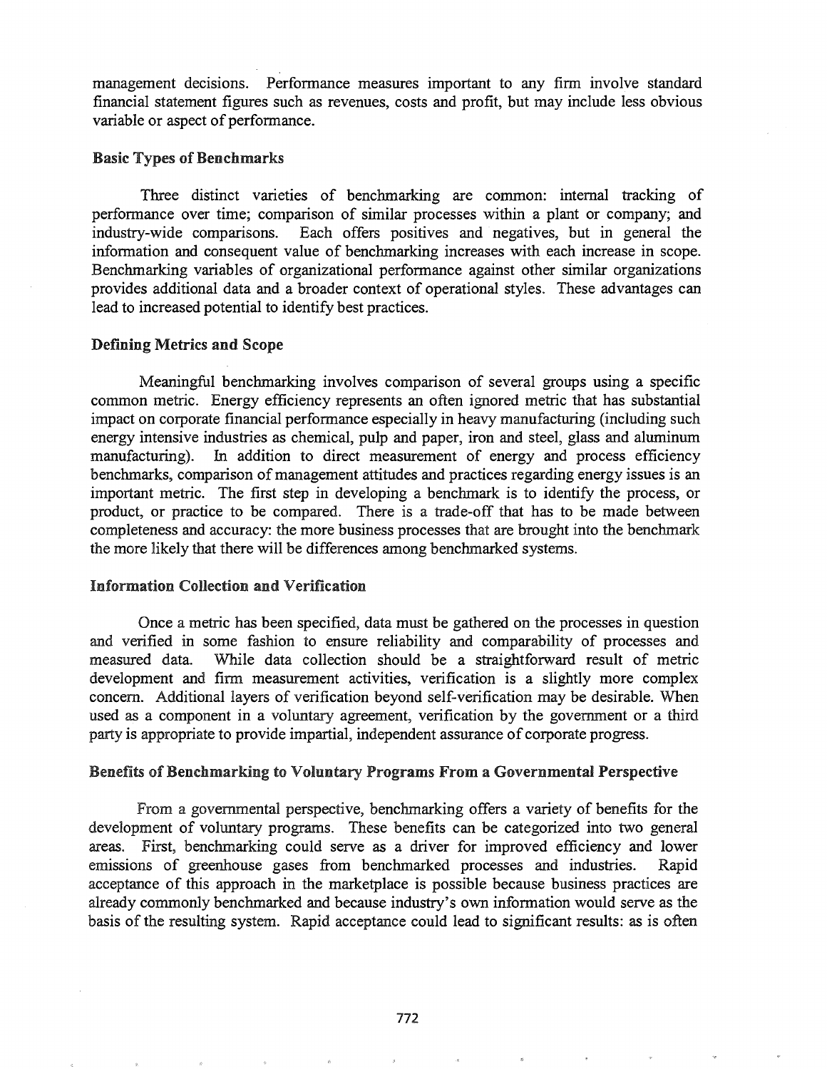management decisions. Performance measures important to any firm involve standard financial statement figures such as revenues, costs and profit, but may include less obvious variable or aspect of performance.

### Basic Types of Benchmarks

Three distinct varieties of benchmarking are common: internal tracking of performance over time; comparison of similar processes within a plant or company; and industry-wide comparisons. Each offers positives and negatives, but in general the information and consequent value of benchmarking increases with each increase in scope. Benchmarking variables of organizational performance against other similar organizations provides additional data and a broader context of operational styles. These advantages can lead to increased potential to identify best practices.

### Defining Metrics and Scope

Meaningful benchmarking involves comparison of several groups using a specific common metric. Energy efficiency represents an often ignored metric that has substantial impact on corporate financial performance especially in heavy manufacturing (including such energy intensive industries as chemical, pulp and paper, iron and steel, glass and aluminum manufacturing). In addition to direct measurement of energy and process efficiency benchmarks, comparison of management attitudes and practices regarding energy issues is an important metric. The first step in developing a benchmark is to identify the process, or product, or practice to be compared. There is a trade-off that has to be made between completeness and accuracy: the more business processes that are brought into the benchmark the more likely that there will be differences among benchmarked systems.

### Information Collection and Verification

Once a metric has been specified, data must be gathered on the processes in question and verified in some fashion to ensure reliability and comparability of processes and measured data. While data collection should be a straightforward result of metric development and firm measurement activities, verification is a slightly more complex concern. Additional layers of verification beyond self-verification may be desirable. When used as a component in a voluntary agreement, verification by the government or a third party is appropriate to provide impartial, independent assurance of corporate progress.

### Benefits of Benchmarking to Voluntary Programs From a Governmental Perspective

From a governmental perspective, benchmarking offers a variety of benefits for the development of voluntary programs. These benefits can be categorized into two general areas. First, benchmarking could serve as a driver for improved efficiency and lower emissions of greenhouse gases from benchmarked processes and industries. Rapid acceptance of this approach in the marketplace is possible because business practices are already commonly benchmarked and because industry's own information would serve as the basis of the resulting system. Rapid acceptance could lead to significant results: as is often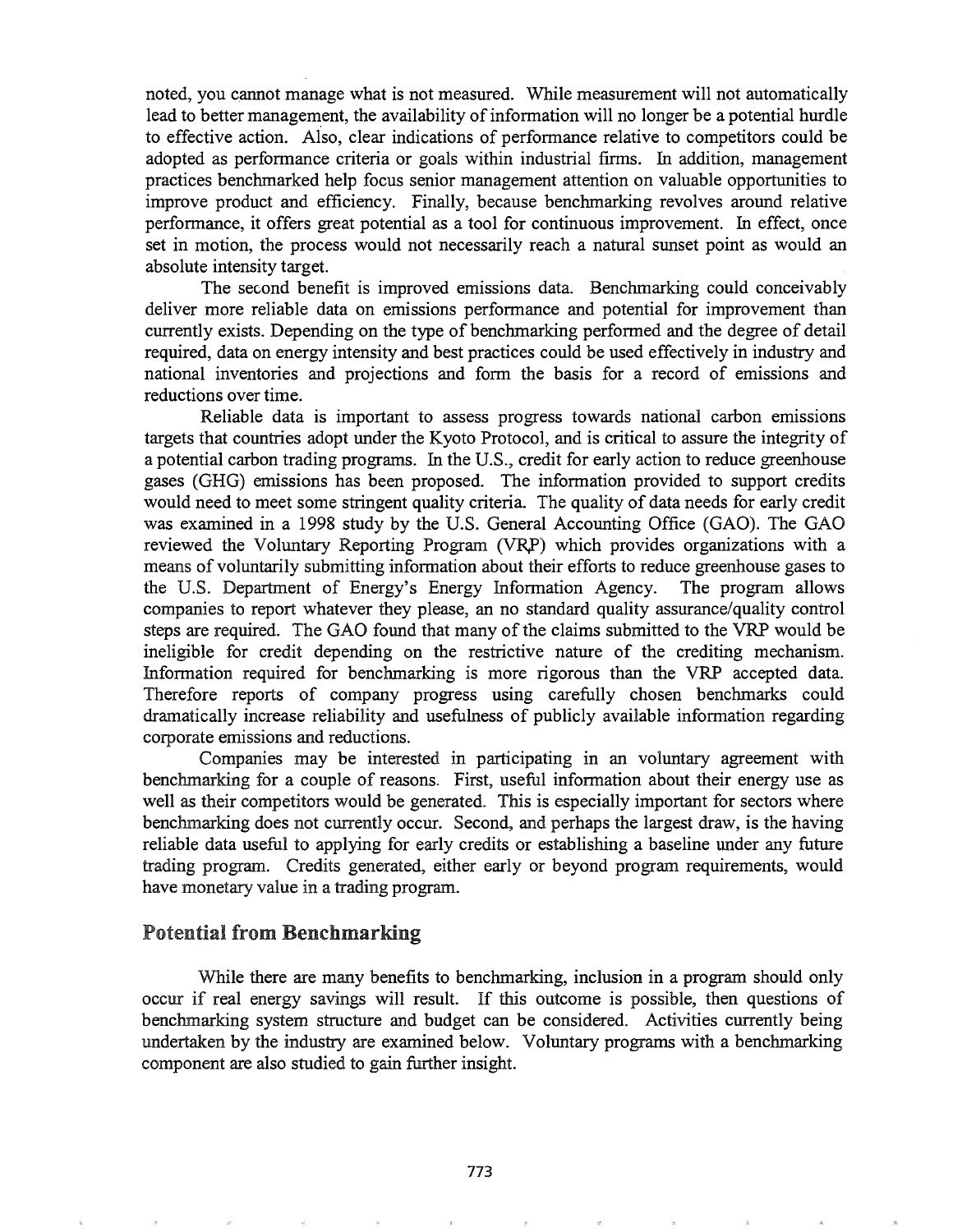noted, you cannot manage what is not measured. While measurement will not automatically lead to better management, the availability of information will no longer be a potential hurdle to effective action. Also, clear indications of performance relative to competitors could be adopted as performance criteria or goals within industrial firms. In addition, management practices benchmarked help focus senior management attention on valuable opportunities to improve product and efficiency. Finally, because benchmarking revolves around relative performance, it offers great potential as a tool for continuous improvement. In effect, once set in motion, the process would not necessarily reach a natural sunset point as would an absolute intensity target.

The second benefit is improved emissions data. Benchmarking could conceivably deliver more reliable data on emissions performance and potential for improvement than currently exists. Depending on the type of benchmarking performed and the degree of detail required, data on energy intensity and best practices could be used effectively in industry and national inventories and projections and form the basis for a record of emissions and reductions over time.

Reliable data is important to assess progress towards national carbon emissions targets that countries adopt under the Kyoto Protocol, and is critical to assure the integrity of a potential carbon trading programs. In the U.S., credit for early action to reduce greenhouse gases (GHG) emissions has been proposed. The information provided to support credits would need to meet some stringent quality criteria. The quality of data needs for early credit was examined in a 1998 study by the U.S. General Accounting Office (GAO). The GAO reviewed the Voluntary Reporting Program (VRP) which provides organizations with a means of voluntarily submitting information about their efforts to reduce greenhouse gases to the U.S. Department of Energy's Energy Information Agency. The program allows companies to report whatever they please, an no standard quality assurance/quality control steps are required. The GAO found that many of the claims submitted to the VRP would be ineligible for credit depending on the restrictive nature of the crediting mechanism. Information required for benchmarking is more rigorous than the VRP accepted data. Therefore reports of company progress using carefully chosen benchmarks could dramatically increase reliability and usefulness of publicly available information regarding corporate emissions and reductions.

Companies may be interested in participating in an voluntary agreement with benchmarking for a couple of reasons. First, useful information about their energy use as well as their competitors would be generated. This is especially important for sectors where benchmarking does not currently occur. Second, and perhaps the largest draw, is the having reliable data useful to applying for early credits or establishing a baseline under any future trading program. Credits generated, either early or beyond program requirements, would have monetary value in a trading program.

## Potential from Benchmarking

While there are many benefits to benchmarking, inclusion in a program should only occur if real energy savings will result. If this outcome is possible, then questions of benchmarking system structure and budget can be considered. Activities currently being undertaken by the industry are examined below. Voluntary programs with a benchmarking component are also studied to gain further insight.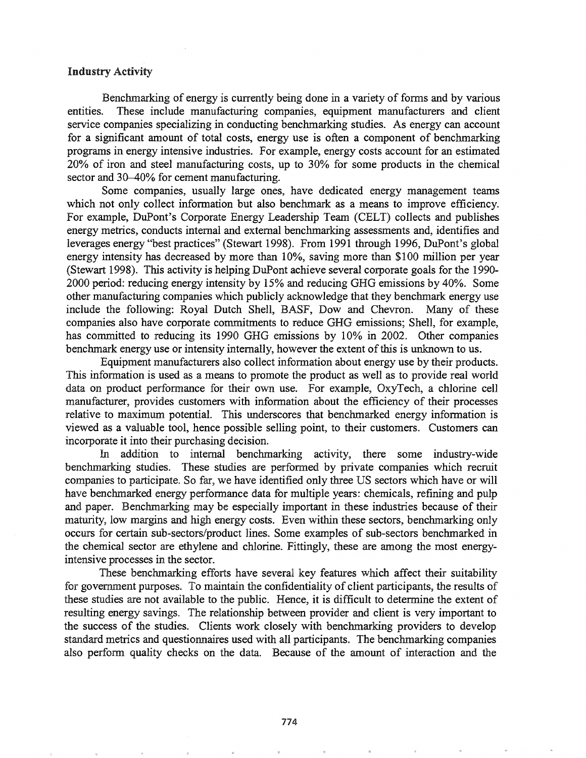### Industry Activity

Benchmarking of energy is currently being done in a variety of forms and by various entities. These include manufacturing companies, equipment manufacturers and client service companies specializing in conducting benchmarking studies. As energy can account for a significant amount of total costs, energy use is often a component of benchmarking programs in energy intensive industries. For example, energy costs account for an estimated 20% of iron and steel manufacturing costs, up to 30% for some products in the chemical sector and 30–40% for cement manufacturing.

Some companies, usually large ones, have dedicated energy management teams which not only collect information but also benchmark as a means to improve efficiency. For example, DuPont's Corporate Energy Leadership Team (CELT) collects and publishes energy metrics, conducts internal and external benchmarking assessments and, identifies and leverages energy "best practices" (Stewart 1998). From 1991 through 1996, DuPont's global energy intensity has decreased by more than 10%, saving more than $100 million per year (Stewart 1998). This activity is helping DuPont achieve several corporate goals for the 1990-2000 period: reducing energy intensity by 15% and reducing GHG emissions by 40%. Some other manufacturing companies which publicly acknowledge that they benchmark energy use include the following: Royal Dutch Shell, BASF, Dow and Chevron. Many of these companies also have corporate commitments to reduce GHG emissions; Shell, for example, has committed to reducing its 1990 GHG emissions by 10% in 2002. Other companies benchmark energy use or intensity internally, however the extent of this is unknown to us.

Equipment manufacturers also collect information about energy use by their products. This information is used as a means to promote the product as well as to provide real world data on product performance for their own use. For example, OxyTech, a chlorine cell manufacturer, provides customers with information about the efficiency of their processes relative to maximum potential. This underscores that benchmarked energy information is viewed as a valuable tool, hence possible selling point, to their customers. Customers can incorporate it into their purchasing decision.

In addition to internal benchmarking activity, there some industry-wide benchmarking studies. These studies are performed by private companies which recruit companies to participate. So far, we have identified only three US sectors which have or will have benchmarked energy performance data for multiple years: chemicals, refining and pulp and paper. Benchmarking may be especially important in these industries because of their maturity, low margins and high energy costs. Even within these sectors, benchmarking only occurs for certain sub-sectors/product lines. Some examples of sub-sectors benchmarked in the chemical sector are ethylene and chlorine. Fittingly, these are among the most energy-intensive processes in the sector.

These benchmarking efforts have several key features which affect their suitability for government purposes. To maintain the confidentiality of client participants, the results of these studies are not available to the public. Hence, it is difficult to determine the extent of resulting energy savings. The relationship between provider and client is very important to the success of the studies. Clients work closely with benchmarking providers to develop standard metrics and questionnaires used with all participants. The benchmarking companies also perform quality checks on the data. Because of the amount of interaction and the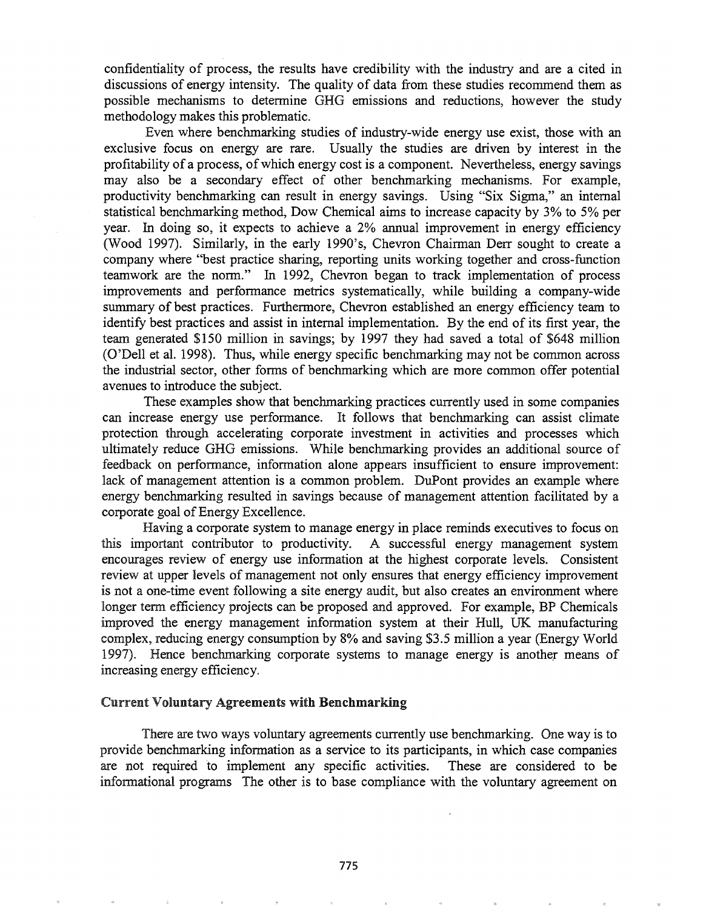confidentiality of process, the results have credibility with the industry and are a cited in discussions of energy intensity. The quality of data from these studies recommend them as possible mechanisms to determine GHG emissions and reductions, however the study methodology makes this problematic.

Even where benchmarking studies of industry-wide energy use exist, those with an exclusive focus on energy are rare. Usually the studies are driven by interest in the profitability of a process, of which energy cost is a component. Nevertheless, energy savings may also be a secondary effect of other benchmarking mechanisms. For example, productivity benchmarking can result in energy savings. Using "Six Sigma," an internal statistical benchmarking method, Dow Chemical aims to increase capacity by 3% to 5% per year. In doing so, it expects to achieve a 2% annual improvement in energy efficiency (Wood 1997). Similarly, in the early 1990's, Chevron Chairman Derr sought to create a company where "best practice sharing, reporting units working together and cross-function teamwork are the norm." In 1992, Chevron began to track implementation of process improvements and performance metrics systematically, while building a company-wide summary of best practices. Furthermore, Chevron established an energy efficiency team to identify best practices and assist in internal implementation. By the end of its first year, the team generated $150 million in savings; by 1997 they had saved a total of $648 million (O'Dell et al. 1998). Thus, while energy specific benchmarking may not be common across the industrial sector, other forms of benchmarking which are more common offer potential avenues to introduce the subject.

These examples show that benchmarking practices currently used in some companies can increase energy use performance. It follows that benchmarking can assist climate protection through accelerating corporate investment in activities and processes which ultimately reduce GHG emissions. While benchmarking provides an additional source of feedback on performance, information alone appears insufficient to ensure improvement: lack of management attention is a common problem. DuPont provides an example where energy benchmarking resulted in savings because of management attention facilitated by a corporate goal of Energy Excellence.

Having a corporate system to manage energy in place reminds executives to focus on this important contributor to productivity. A successful energy management system encourages review of energy use information at the highest corporate levels. Consistent review at upper levels of management not only ensures that energy efficiency improvement is not a one-time event following a site energy audit, but also creates an environment where longer term efficiency projects can be proposed and approved. For example, BP Chemicals improved the energy management information system at their Hull, UK manufacturing complex, reducing energy consumption by 8% and saving $3.5 million a year (Energy World 1997). Hence benchmarking corporate systems to manage energy is another means of increasing energy efficiency.

## Current Voluntary Agreements with Benchmarking

There are two ways voluntary agreements currently use benchmarking. One way is to provide benchmarking information as a service to its participants, in which case companies are not required to implement any specific activities. These are considered to be informational programs The other is to base compliance with the voluntary agreement on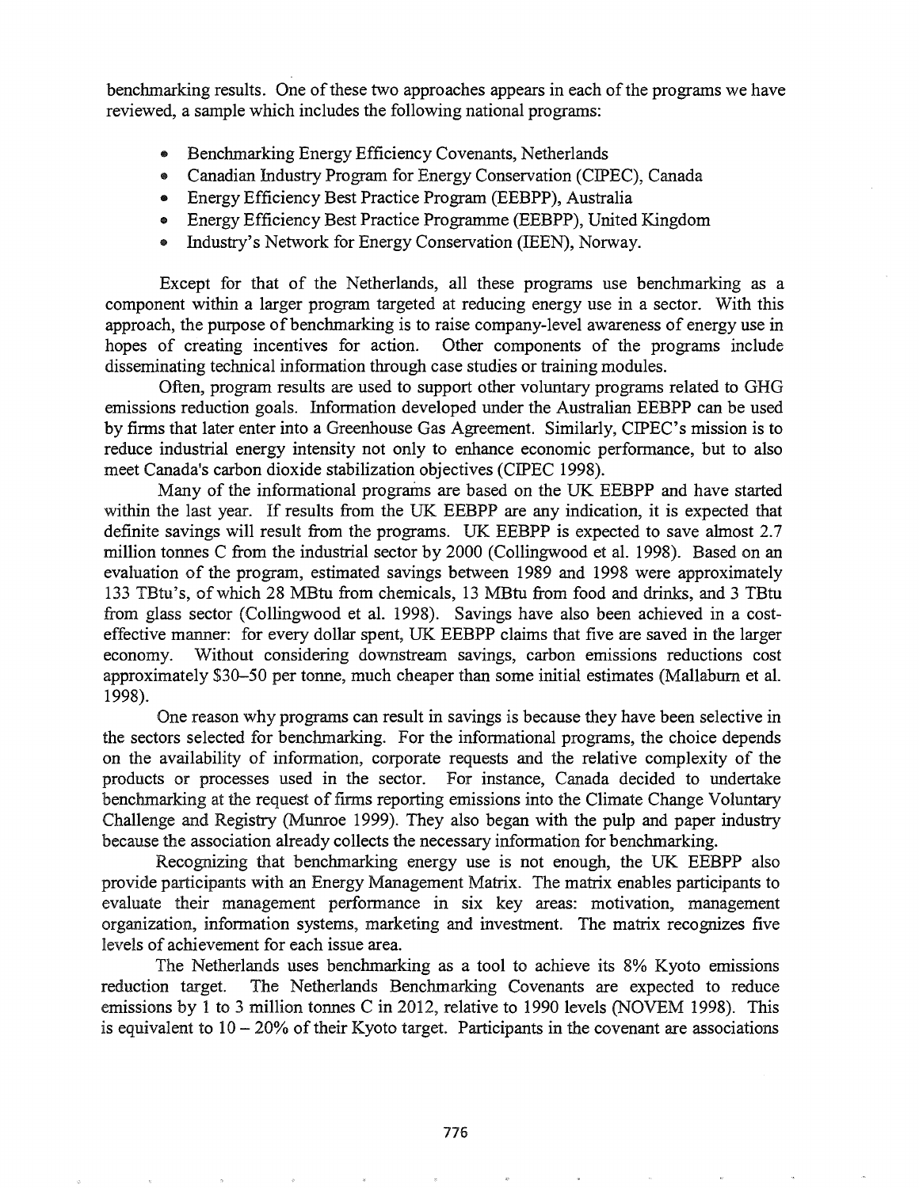benchmarking results. One of these two approaches appears in each of the programs we have reviewed, a sample which includes the following national programs:

- Benchmarking Energy Efficiency Covenants, Netherlands
- Canadian Industry Program for Energy Conservation (CIPEC), Canada
- Energy Efficiency Best Practice Program (EEBPP), Australia
- Energy Efficiency Best Practice Programme (EEBPP), United Kingdom
- Industry's Network for Energy Conservation (IEEN), Norway.

Except for that of the Netherlands, all these programs use benchmarking as a component within a larger program targeted at reducing energy use in a sector. With this approach, the purpose of benchmarking is to raise company-level awareness of energy use in hopes of creating incentives for action. Other components of the programs include disseminating technical information through case studies or training modules.

Often, program results are used to support other voluntary programs related to GHG emissions reduction goals. Information developed under the Australian EEBPP can be used by firms that later enter into a Greenhouse Gas Agreement. Similarly, CIPEC's mission is to reduce industrial energy intensity not only to enhance economic performance, but to also meet Canada's carbon dioxide stabilization objectives (CIPEC 1998).

Many of the informational programs are based on the UK EEBPP and have started within the last year. If results from the UK EEBPP are any indication, it is expected that definite savings will result from the programs. UK EEBPP is expected to save almost 2.7 million tonnes C from the industrial sector by 2000 (Collingwood et al. 1998). Based on an evaluation of the program, estimated savings between 1989 and 1998 were approximately 133 TBtu's, of which 28 MBtu from chemicals, 13 MBtu from food and drinks, and 3 TBtu from glass sector (Collingwood et al. 1998). Savings have also been achieved in a cost-effective manner: for every dollar spent, UK EEBPP claims that five are saved in the larger economy. Without considering downstream savings, carbon emissions reductions cost approximately $30–50 per tonne, much cheaper than some initial estimates (Mallaburn et al. 1998).

One reason why programs can result in savings is because they have been selective in the sectors selected for benchmarking. For the informational programs, the choice depends on the availability of information, corporate requests and the relative complexity of the products or processes used in the sector. For instance, Canada decided to undertake benchmarking at the request of firms reporting emissions into the Climate Change Voluntary Challenge and Registry (Munroe 1999). They also began with the pulp and paper industry because the association already collects the necessary information for benchmarking.

Recognizing that benchmarking energy use is not enough, the UK EEBPP also provide participants with an Energy Management Matrix. The matrix enables participants to evaluate their management performance in six key areas: motivation, management organization, information systems, marketing and investment. The matrix recognizes five levels of achievement for each issue area.

The Netherlands uses benchmarking as a tool to achieve its 8% Kyoto emissions reduction target. The Netherlands Benchmarking Covenants are expected to reduce emissions by 1 to 3 million tonnes C in 2012, relative to 1990 levels (NOVEM 1998). This is equivalent to 10 – 20% of their Kyoto target. Participants in the covenant are associations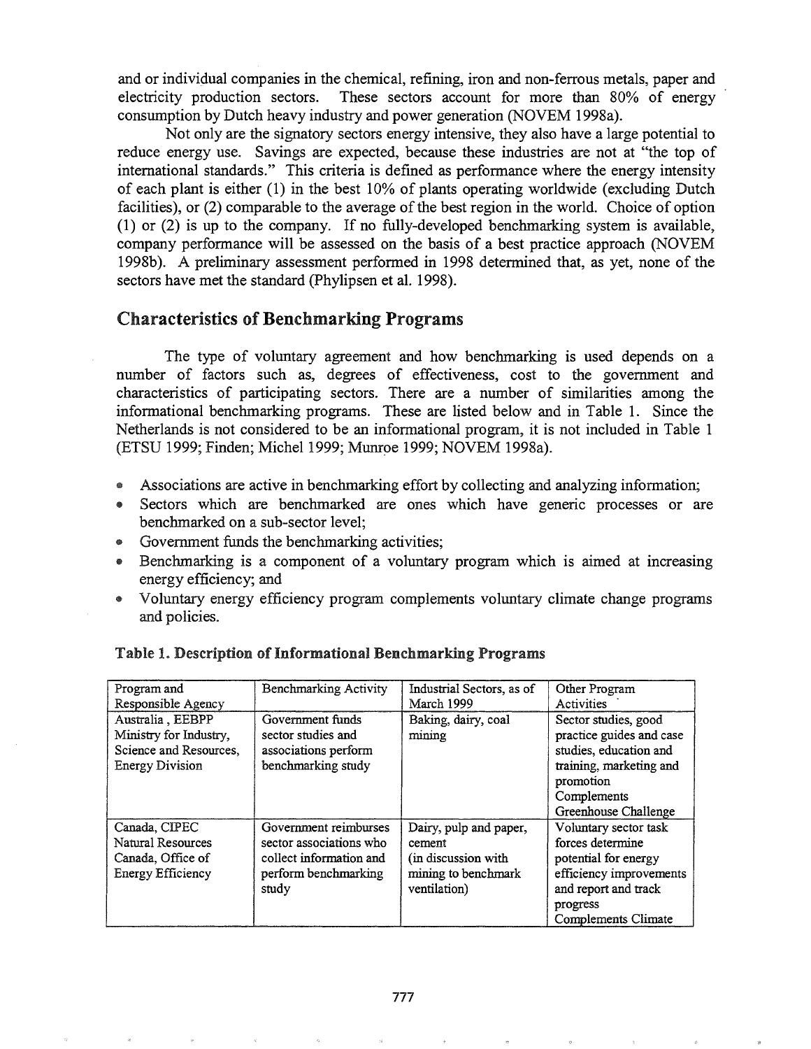and or individual companies in the chemical, refining, iron and non-ferrous metals, paper and electricity production sectors. These sectors account for more than 80% of energy consumption by Dutch heavy industry and power generation (NOVEM 1998a).

Not only are the signatory sectors energy intensive, they also have a large potential to reduce energy use. Savings are expected, because these industries are not at "the top of international standards." This criteria is defined as performance where the energy intensity of each plant is either (1) in the best 10% of plants operating worldwide (excluding Dutch facilities), or (2) comparable to the average of the best region in the world. Choice of option (1) or (2) is up to the company. If no fully-developed benchmarking system is available, company performance will be assessed on the basis of a best practice approach (NOVEM 1998b). A preliminary assessment performed in 1998 determined that, as yet, none of the sectors have met the standard (Phylipsen et al. 1998).

## Characteristics of Benchmarking Programs

The type of voluntary agreement and how benchmarking is used depends on a number of factors such as, degrees of effectiveness, cost to the government and characteristics of participating sectors. There are a number of similarities among the informational benchmarking programs. These are listed below and in Table 1. Since the Netherlands is not considered to be an informational program, it is not included in Table 1 (ETSU 1999; Finden; Michel 1999; Munroe 1999; NOVEM 1998a).

- Associations are active in benchmarking effort by collecting and analyzing information;
- Sectors which are benchmarked are ones which have generic processes or are benchmarked on a sub-sector level;
- Government funds the benchmarking activities;
- Benchmarking is a component of a voluntary program which is aimed at increasing energy efficiency; and
- Voluntary energy efficiency program complements voluntary climate change programs and policies.

**Table 1. Description of Informational Benchmarking Programs**

| Program and Responsible Agency | Benchmarking Activity | Industrial Sectors, as of March 1999 | Other Program Activities |
|---|---|---|---|
| Australia , EEBPP Ministry for Industry, Science and Resources, Energy Division | Government funds sector studies and associations perform benchmarking study | Baking, dairy, coal mining | Sector studies, good practice guides and case studies, education and training, marketing and promotion Complements Greenhouse Challenge |
| Canada, CIPEC Natural Resources Canada, Office of Energy Efficiency | Government reimburses sector associations who collect information and perform benchmarking study | Dairy, pulp and paper, cement (in discussion with mining to benchmark ventilation) | Voluntary sector task forces determine potential for energy efficiency improvements and report and track progress Complements Climate |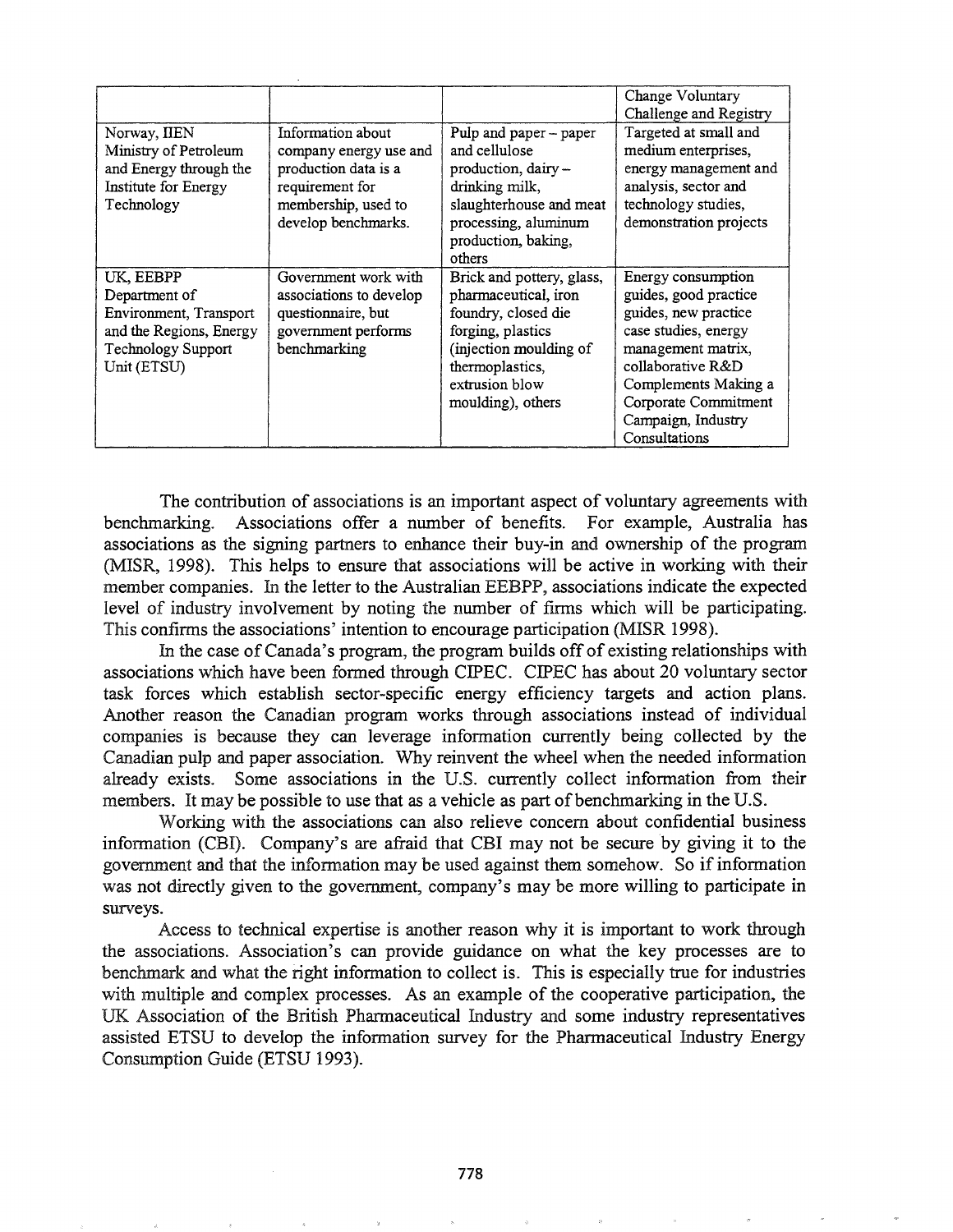| | | | Change Voluntary Challenge and Registry |
|---|---|---|---|
| Norway, IIEN Ministry of Petroleum and Energy through the Institute for Energy Technology | Information about company energy use and production data is a requirement for membership, used to develop benchmarks. | Pulp and paper – paper and cellulose production, dairy – drinking milk, slaughterhouse and meat processing, aluminum production, baking, others | Targeted at small and medium enterprises, energy management and analysis, sector and technology studies, demonstration projects |
| UK, EEBPP Department of Environment, Transport and the Regions, Energy Technology Support Unit (ETSU) | Government work with associations to develop questionnaire, but government performs benchmarking | Brick and pottery, glass, pharmaceutical, iron foundry, closed die forging, plastics (injection moulding of thermoplastics, extrusion blow moulding), others | Energy consumption guides, good practice guides, new practice case studies, energy management matrix, collaborative R&D Complements Making a Corporate Commitment Campaign, Industry Consultations |

The contribution of associations is an important aspect of voluntary agreements with benchmarking. Associations offer a number of benefits. For example, Australia has associations as the signing partners to enhance their buy-in and ownership of the program (MISR, 1998). This helps to ensure that associations will be active in working with their member companies. In the letter to the Australian EEBPP, associations indicate the expected level of industry involvement by noting the number of firms which will be participating. This confirms the associations' intention to encourage participation (MISR 1998).

In the case of Canada's program, the program builds off of existing relationships with associations which have been formed through CIPEC. CIPEC has about 20 voluntary sector task forces which establish sector-specific energy efficiency targets and action plans. Another reason the Canadian program works through associations instead of individual companies is because they can leverage information currently being collected by the Canadian pulp and paper association. Why reinvent the wheel when the needed information already exists. Some associations in the U.S. currently collect information from their members. It may be possible to use that as a vehicle as part of benchmarking in the U.S.

Working with the associations can also relieve concern about confidential business information (CBI). Company's are afraid that CBI may not be secure by giving it to the government and that the information may be used against them somehow. So if information was not directly given to the government, company's may be more willing to participate in surveys.

Access to technical expertise is another reason why it is important to work through the associations. Association's can provide guidance on what the key processes are to benchmark and what the right information to collect is. This is especially true for industries with multiple and complex processes. As an example of the cooperative participation, the UK Association of the British Pharmaceutical Industry and some industry representatives assisted ETSU to develop the information survey for the Pharmaceutical Industry Energy Consumption Guide (ETSU 1993).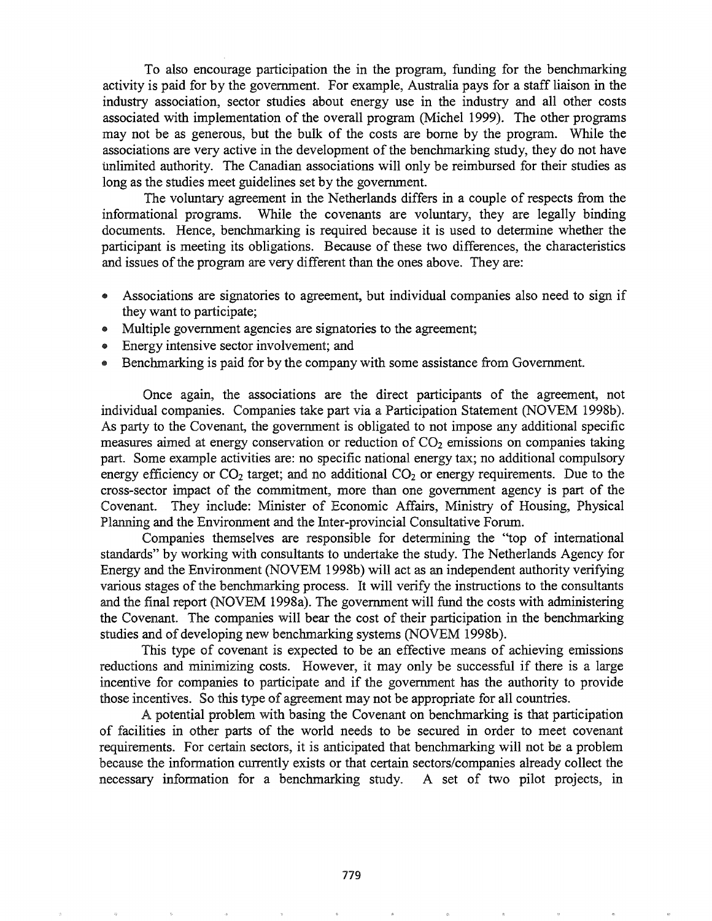To also encourage participation the in the program, funding for the benchmarking activity is paid for by the government. For example, Australia pays for a staff liaison in the industry association, sector studies about energy use in the industry and all other costs associated with implementation of the overall program (Michel 1999). The other programs may not be as generous, but the bulk of the costs are borne by the program. While the associations are very active in the development of the benchmarking study, they do not have unlimited authority. The Canadian associations will only be reimbursed for their studies as long as the studies meet guidelines set by the government.

The voluntary agreement in the Netherlands differs in a couple of respects from the informational programs. While the covenants are voluntary, they are legally binding documents. Hence, benchmarking is required because it is used to determine whether the participant is meeting its obligations. Because of these two differences, the characteristics and issues of the program are very different than the ones above. They are:

- Associations are signatories to agreement, but individual companies also need to sign if they want to participate;
- Multiple government agencies are signatories to the agreement;
- Energy intensive sector involvement; and
- Benchmarking is paid for by the company with some assistance from Government.

Once again, the associations are the direct participants of the agreement, not individual companies. Companies take part via a Participation Statement (NOVEM 1998b). As party to the Covenant, the government is obligated to not impose any additional specific measures aimed at energy conservation or reduction of $CO_2$ emissions on companies taking part. Some example activities are: no specific national energy tax; no additional compulsory energy efficiency or $CO_2$ target; and no additional $CO_2$ or energy requirements. Due to the cross-sector impact of the commitment, more than one government agency is part of the Covenant. They include: Minister of Economic Affairs, Ministry of Housing, Physical Planning and the Environment and the Inter-provincial Consultative Forum.

Companies themselves are responsible for determining the "top of international standards" by working with consultants to undertake the study. The Netherlands Agency for Energy and the Environment (NOVEM 1998b) will act as an independent authority verifying various stages of the benchmarking process. It will verify the instructions to the consultants and the final report (NOVEM 1998a). The government will fund the costs with administering the Covenant. The companies will bear the cost of their participation in the benchmarking studies and of developing new benchmarking systems (NOVEM 1998b).

This type of covenant is expected to be an effective means of achieving emissions reductions and minimizing costs. However, it may only be successful if there is a large incentive for companies to participate and if the government has the authority to provide those incentives. So this type of agreement may not be appropriate for all countries.

A potential problem with basing the Covenant on benchmarking is that participation of facilities in other parts of the world needs to be secured in order to meet covenant requirements. For certain sectors, it is anticipated that benchmarking will not be a problem because the information currently exists or that certain sectors/companies already collect the necessary information for a benchmarking study. A set of two pilot projects, in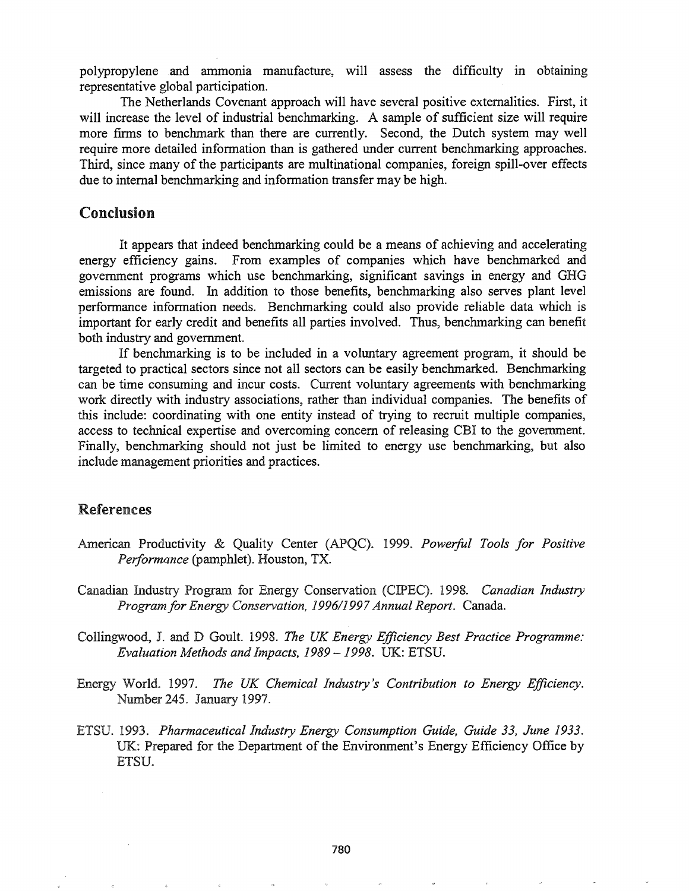polypropylene and ammonia manufacture, will assess the difficulty in obtaining representative global participation.

The Netherlands Covenant approach will have several positive externalities. First, it will increase the level of industrial benchmarking. A sample of sufficient size will require more firms to benchmark than there are currently. Second, the Dutch system may well require more detailed information than is gathered under current benchmarking approaches. Third, since many of the participants are multinational companies, foreign spill-over effects due to internal benchmarking and information transfer may be high.

## Conclusion

It appears that indeed benchmarking could be a means of achieving and accelerating energy efficiency gains. From examples of companies which have benchmarked and government programs which use benchmarking, significant savings in energy and GHG emissions are found. In addition to those benefits, benchmarking also serves plant level performance information needs. Benchmarking could also provide reliable data which is important for early credit and benefits all parties involved. Thus, benchmarking can benefit both industry and government.

If benchmarking is to be included in a voluntary agreement program, it should be targeted to practical sectors since not all sectors can be easily benchmarked. Benchmarking can be time consuming and incur costs. Current voluntary agreements with benchmarking work directly with industry associations, rather than individual companies. The benefits of this include: coordinating with one entity instead of trying to recruit multiple companies, access to technical expertise and overcoming concern of releasing CBI to the government. Finally, benchmarking should not just be limited to energy use benchmarking, but also include management priorities and practices.

## References

American Productivity & Quality Center (APQC). 1999. *Powerful Tools for Positive Performance* (pamphlet). Houston, TX.

Canadian Industry Program for Energy Conservation (CIPEC). 1998. *Canadian Industry Program for Energy Conservation, 1996/1997 Annual Report*. Canada.

Collingwood, J. and D Goult. 1998. *The UK Energy Efficiency Best Practice Programme: Evaluation Methods and Impacts, 1989 – 1998*. UK: ETSU.

Energy World. 1997. *The UK Chemical Industry's Contribution to Energy Efficiency*. Number 245. January 1997.

ETSU. 1993. *Pharmaceutical Industry Energy Consumption Guide, Guide 33, June 1933*. UK: Prepared for the Department of the Environment's Energy Efficiency Office by ETSU.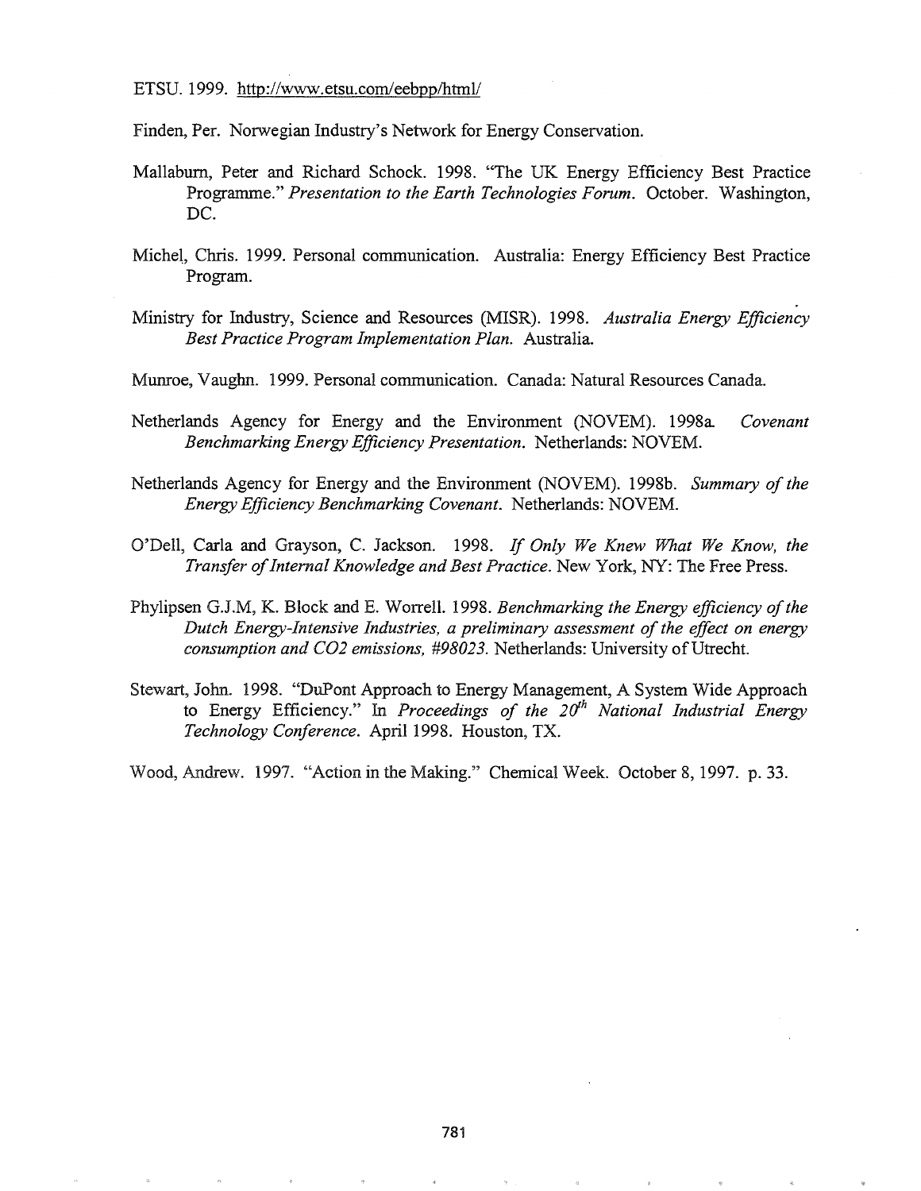ETSU. 1999. http://www.etsu.com/eebpp/html/

Finden, Per. Norwegian Industry's Network for Energy Conservation.

Mallaburn, Peter and Richard Schock. 1998. "The UK Energy Efficiency Best Practice Programme." *Presentation to the Earth Technologies Forum*. October. Washington, DC.

Michel, Chris. 1999. Personal communication. Australia: Energy Efficiency Best Practice Program.

Ministry for Industry, Science and Resources (MISR). 1998. *Australia Energy Efficiency Best Practice Program Implementation Plan*. Australia.

Munroe, Vaughn. 1999. Personal communication. Canada: Natural Resources Canada.

Netherlands Agency for Energy and the Environment (NOVEM). 1998a. *Covenant Benchmarking Energy Efficiency Presentation*. Netherlands: NOVEM.

Netherlands Agency for Energy and the Environment (NOVEM). 1998b. *Summary of the Energy Efficiency Benchmarking Covenant*. Netherlands: NOVEM.

O'Dell, Carla and Grayson, C. Jackson. 1998. *If Only We Knew What We Know, the Transfer of Internal Knowledge and Best Practice*. New York, NY: The Free Press.

Phylipsen G.J.M, K. Block and E. Worrell. 1998. *Benchmarking the Energy efficiency of the Dutch Energy-Intensive Industries, a preliminary assessment of the effect on energy consumption and CO2 emissions, #98023*. Netherlands: University of Utrecht.

Stewart, John. 1998. "DuPont Approach to Energy Management, A System Wide Approach to Energy Efficiency." In *Proceedings of the 20th National Industrial Energy Technology Conference*. April 1998. Houston, TX.

Wood, Andrew. 1997. "Action in the Making." Chemical Week. October 8, 1997. p. 33.